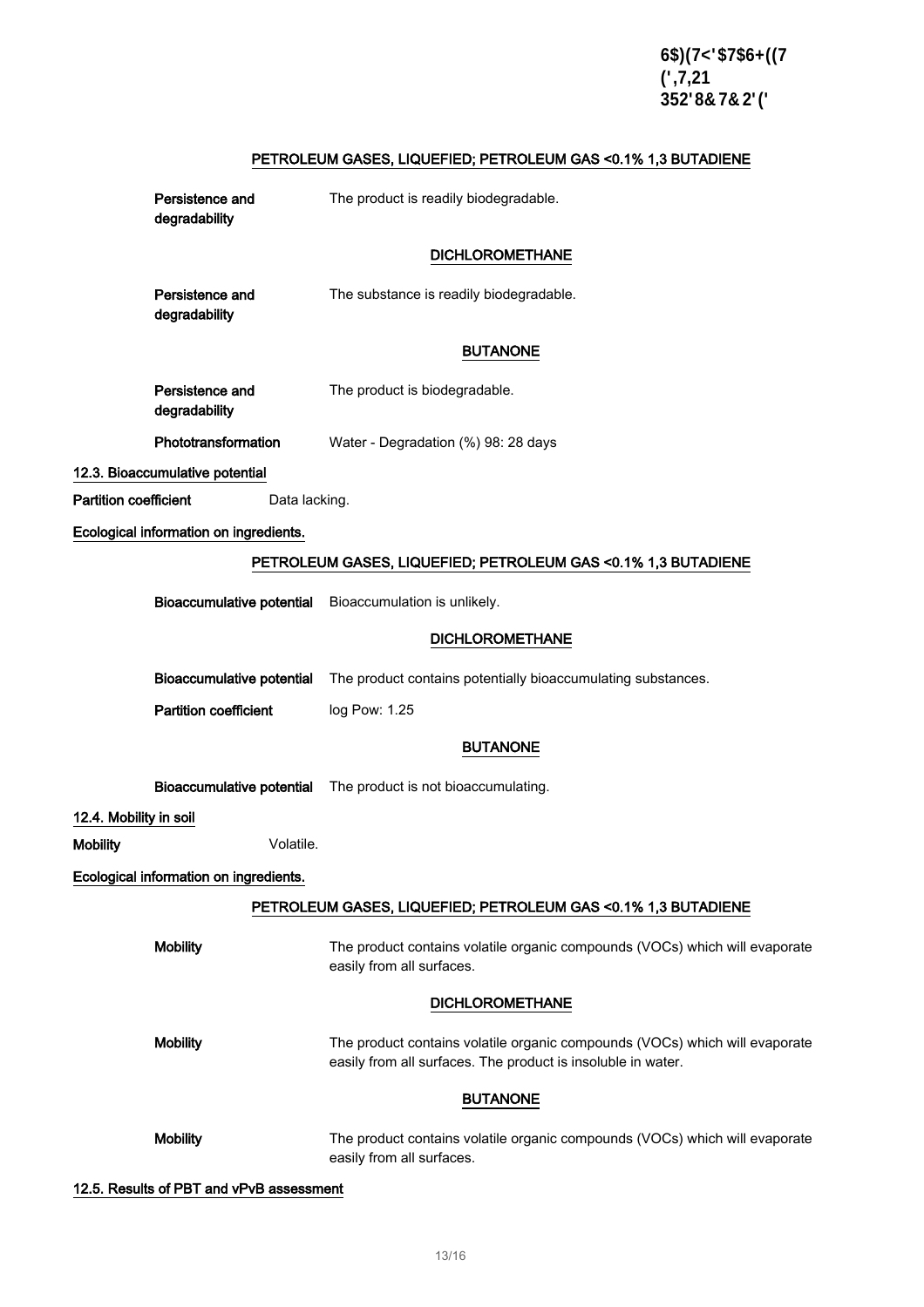#### PETROLEUM GASES, LIQUEFIED; PETROLEUM GAS <0.1% 1,3 BUTADIENE

**Persistence and degradability** The product is readily biodegradable.

#### DICHLOROMETHANE

**Persistence and degradability** The substance is readily biodegradable.

#### BUTANONE

**Persistence and degradability** The product is biodegradable.

**Phototransformation** Water - Degradation (%) 98: 28 days

### 12.3. Bioaccumulative potential

**Partition coefficient** Data lacking.

**Ecological information on ingredients.**

#### PETROLEUM GASES, LIQUEFIED; PETROLEUM GAS <0.1% 1,3 BUTADIENE

**Bioaccumulative potential** Bioaccumulation is unlikely.

#### DICHLOROMETHANE

**Bioaccumulative potential** The product contains potentially bioaccumulating substances.

**Partition coefficient** log Pow: 1.25

#### BUTANONE

**Bioaccumulative potential** The product is not bioaccumulating.

### 12.4. Mobility in soil

**Mobility** Volatile.

**Ecological information on ingredients.**

#### PETROLEUM GASES, LIQUEFIED; PETROLEUM GAS <0.1% 1,3 BUTADIENE

**Mobility** The product contains volatile organic compounds (VOCs) which will evaporate easily from all surfaces.

#### DICHLOROMETHANE

**Mobility** The product contains volatile organic compounds (VOCs) which will evaporate easily from all surfaces. The product is insoluble in water.

#### BUTANONE

**Mobility** The product contains volatile organic compounds (VOCs) which will evaporate easily from all surfaces.

### 12.5. Results of PBT and vPvB assessment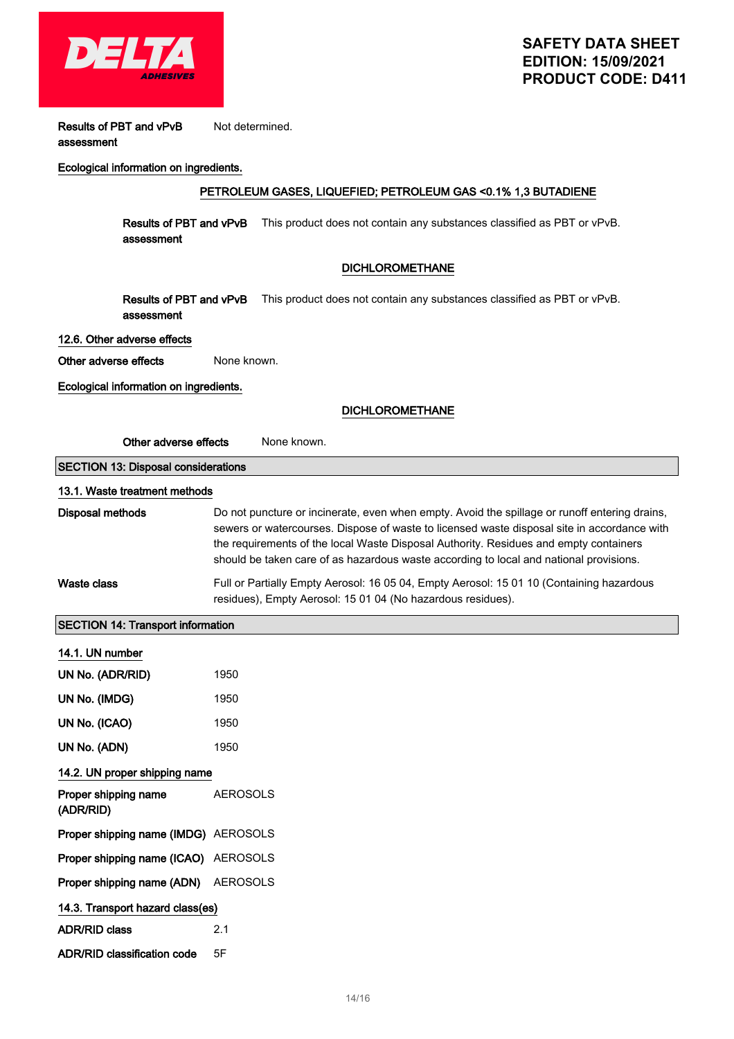**Results of PBT and vPvB assessment** Not determined.

**Ecological information on ingredients.**

**PETROLEUM GASES, LIQUEFIED; PETROLEUM GAS <0.1% 1,3 BUTADIENE**

**Results of PBT and vPvB assessment** This product does not contain any substances classified as PBT or vPvB.

**DICHLOROMETHANE**

**Results of PBT and vPvB assessment** This product does not contain any substances classified as PBT or vPvB.

**12.6. Other adverse effects**

**Other adverse effects** None known.

**Ecological information on ingredients.**

**DICHLOROMETHANE**

**Other adverse effects** None known.

## SECTION 13: Disposal considerations

**13.1. Waste treatment methods**

**Disposal methods** Do not puncture or incinerate, even when empty. Avoid the spillage or runoff entering drains, sewers or watercourses. Dispose of waste to licensed waste disposal site in accordance with the requirements of the local Waste Disposal Authority. Residues and empty containers should be taken care of as hazardous waste according to local and national provisions.

**Waste class** Full or Partially Empty Aerosol: 16 05 04, Empty Aerosol: 15 01 10 (Containing hazardous residues), Empty Aerosol: 15 01 04 (No hazardous residues).

## SECTION 14: Transport information

**14.1. UN number**

**UN No. (ADR/RID)** 1950

**UN No. (IMDG)** 1950

**UN No. (ICAO)** 1950

**UN No. (ADN)** 1950

**14.2. UN proper shipping name**

**Proper shipping name (ADR/RID)** AEROSOLS

**Proper shipping name (IMDG)** AEROSOLS

**Proper shipping name (ICAO)** AEROSOLS

**Proper shipping name (ADN)** AEROSOLS

**14.3. Transport hazard class(es)**

**ADR/RID class** 2.1

**ADR/RID classification code** 5F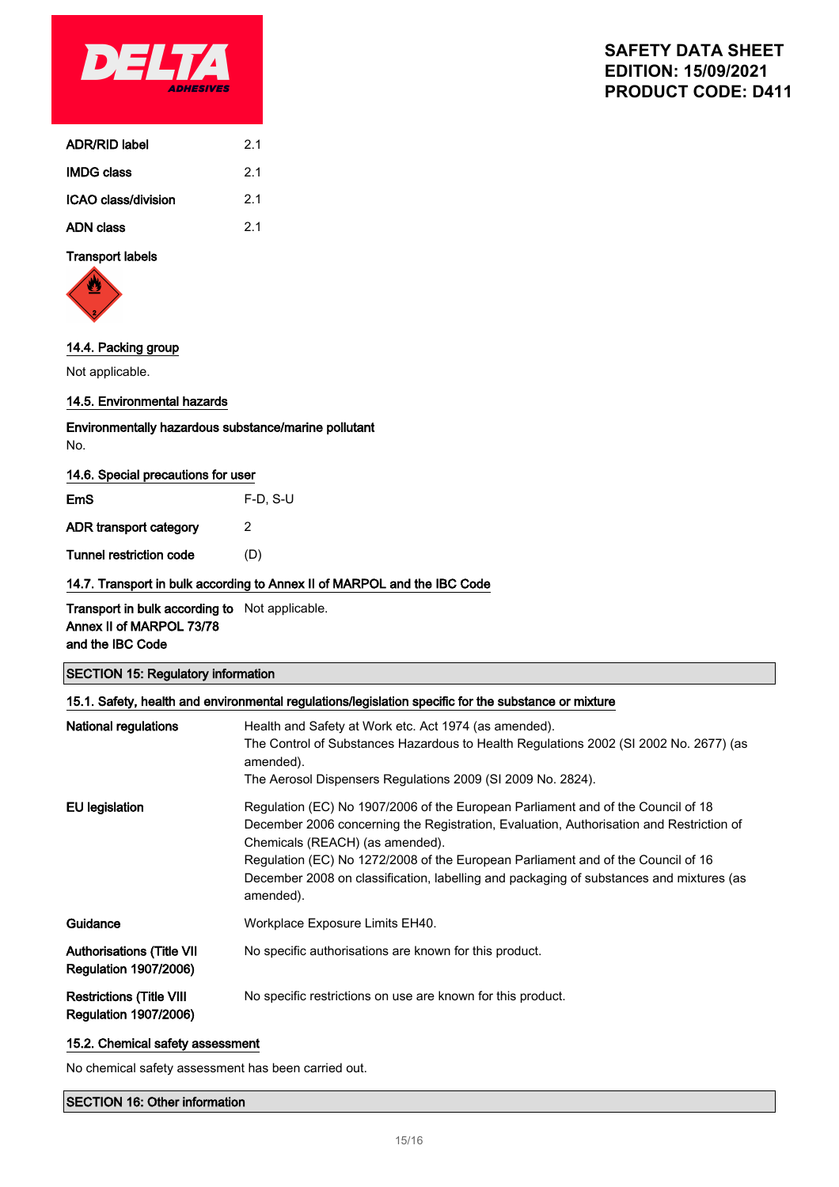| | |
|---|---|
| **ADR/RID label** | 2.1 |
| **IMDG class** | 2.1 |
| **ICAO class/division** | 2.1 |
| **ADN class** | 2.1 |

**Transport labels**

### 14.4. Packing group

Not applicable.

### 14.5. Environmental hazards

**Environmentally hazardous substance/marine pollutant**

No.

### 14.6. Special precautions for user

| | |
|---|---|
| **EmS** | F-D, S-U |
| **ADR transport category** | 2 |
| **Tunnel restriction code** | (D) |

### 14.7. Transport in bulk according to Annex II of MARPOL and the IBC Code

| | |
|---|---|
| **Transport in bulk according to Annex II of MARPOL 73/78 and the IBC Code** | Not applicable. |

## SECTION 15: Regulatory information

### 15.1. Safety, health and environmental regulations/legislation specific for the substance or mixture

| | |
|---|---|
| **National regulations** | Health and Safety at Work etc. Act 1974 (as amended).<br>The Control of Substances Hazardous to Health Regulations 2002 (SI 2002 No. 2677) (as amended).<br>The Aerosol Dispensers Regulations 2009 (SI 2009 No. 2824). |
| **EU legislation** | Regulation (EC) No 1907/2006 of the European Parliament and of the Council of 18 December 2006 concerning the Registration, Evaluation, Authorisation and Restriction of Chemicals (REACH) (as amended).<br>Regulation (EC) No 1272/2008 of the European Parliament and of the Council of 16 December 2008 on classification, labelling and packaging of substances and mixtures (as amended). |
| **Guidance** | Workplace Exposure Limits EH40. |
| **Authorisations (Title VII Regulation 1907/2006)** | No specific authorisations are known for this product. |
| **Restrictions (Title VIII Regulation 1907/2006)** | No specific restrictions on use are known for this product. |

### 15.2. Chemical safety assessment

No chemical safety assessment has been carried out.

## SECTION 16: Other information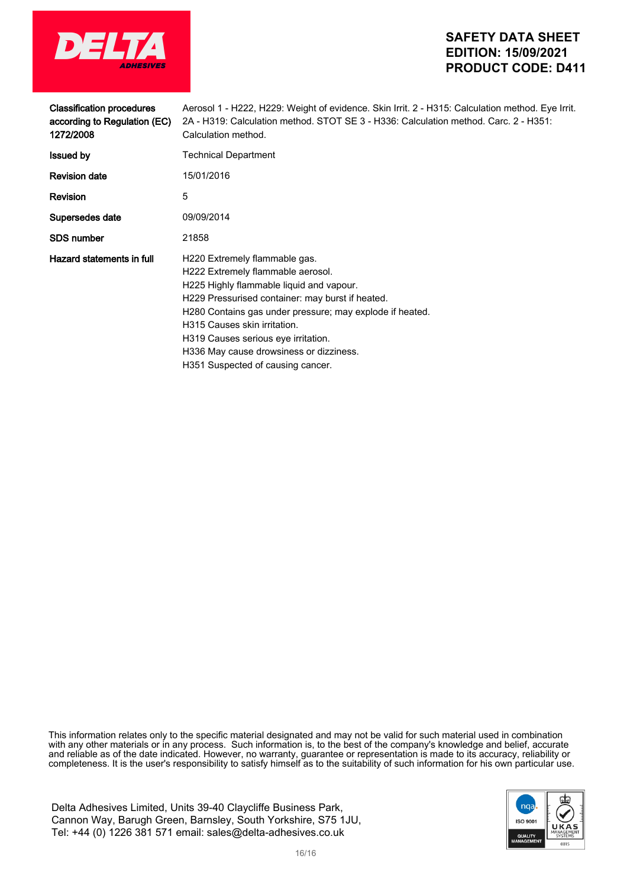| | |
|---|---|
| **Classification procedures according to Regulation (EC) 1272/2008** | Aerosol 1 - H222, H229: Weight of evidence. Skin Irrit. 2 - H315: Calculation method. Eye Irrit. 2A - H319: Calculation method. STOT SE 3 - H336: Calculation method. Carc. 2 - H351: Calculation method. |
| **Issued by** | Technical Department |
| **Revision date** | 15/01/2016 |
| **Revision** | 5 |
| **Supersedes date** | 09/09/2014 |
| **SDS number** | 21858 |
| **Hazard statements in full** | H220 Extremely flammable gas.<br>H222 Extremely flammable aerosol.<br>H225 Highly flammable liquid and vapour.<br>H229 Pressurised container: may burst if heated.<br>H280 Contains gas under pressure; may explode if heated.<br>H315 Causes skin irritation.<br>H319 Causes serious eye irritation.<br>H336 May cause drowsiness or dizziness.<br>H351 Suspected of causing cancer. |

This information relates only to the specific material designated and may not be valid for such material used in combination with any other materials or in any process. Such information is, to the best of the company's knowledge and belief, accurate and reliable as of the date indicated. However, no warranty, guarantee or representation is made to its accuracy, reliability or completeness. It is the user's responsibility to satisfy himself as to the suitability of such information for his own particular use.